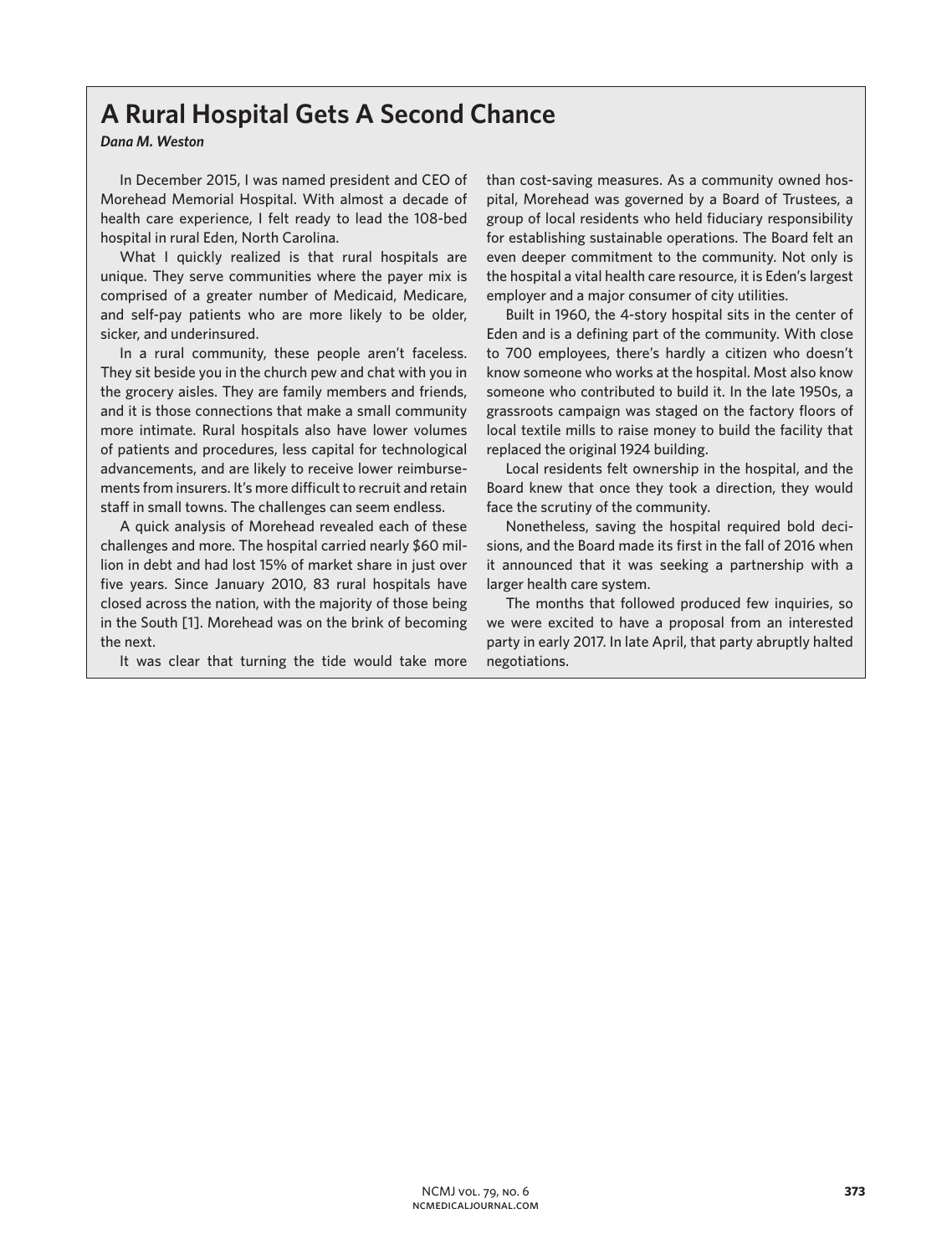# A Rural Hospital Gets A Second Chance

***Dana M. Weston***

In December 2015, I was named president and CEO of Morehead Memorial Hospital. With almost a decade of health care experience, I felt ready to lead the 108-bed hospital in rural Eden, North Carolina.

What I quickly realized is that rural hospitals are unique. They serve communities where the payer mix is comprised of a greater number of Medicaid, Medicare, and self-pay patients who are more likely to be older, sicker, and underinsured.

In a rural community, these people aren't faceless. They sit beside you in the church pew and chat with you in the grocery aisles. They are family members and friends, and it is those connections that make a small community more intimate. Rural hospitals also have lower volumes of patients and procedures, less capital for technological advancements, and are likely to receive lower reimbursements from insurers. It's more difficult to recruit and retain staff in small towns. The challenges can seem endless.

A quick analysis of Morehead revealed each of these challenges and more. The hospital carried nearly $60 million in debt and had lost 15% of market share in just over five years. Since January 2010, 83 rural hospitals have closed across the nation, with the majority of those being in the South [1]. Morehead was on the brink of becoming the next.

It was clear that turning the tide would take more than cost-saving measures. As a community owned hospital, Morehead was governed by a Board of Trustees, a group of local residents who held fiduciary responsibility for establishing sustainable operations. The Board felt an even deeper commitment to the community. Not only is the hospital a vital health care resource, it is Eden's largest employer and a major consumer of city utilities.

Built in 1960, the 4-story hospital sits in the center of Eden and is a defining part of the community. With close to 700 employees, there's hardly a citizen who doesn't know someone who works at the hospital. Most also know someone who contributed to build it. In the late 1950s, a grassroots campaign was staged on the factory floors of local textile mills to raise money to build the facility that replaced the original 1924 building.

Local residents felt ownership in the hospital, and the Board knew that once they took a direction, they would face the scrutiny of the community.

Nonetheless, saving the hospital required bold decisions, and the Board made its first in the fall of 2016 when it announced that it was seeking a partnership with a larger health care system.

The months that followed produced few inquiries, so we were excited to have a proposal from an interested party in early 2017. In late April, that party abruptly halted negotiations.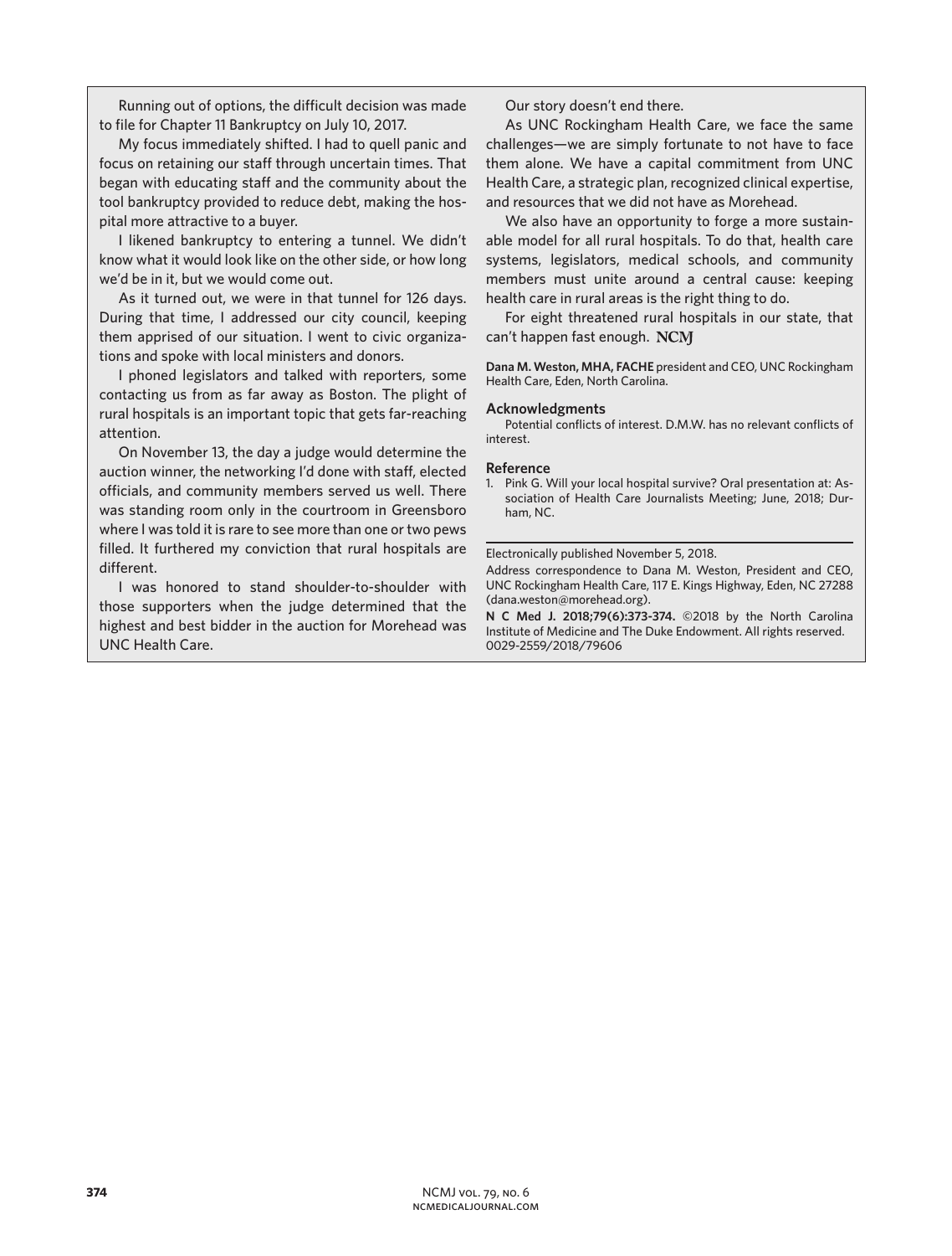Running out of options, the difficult decision was made to file for Chapter 11 Bankruptcy on July 10, 2017.

My focus immediately shifted. I had to quell panic and focus on retaining our staff through uncertain times. That began with educating staff and the community about the tool bankruptcy provided to reduce debt, making the hospital more attractive to a buyer.

I likened bankruptcy to entering a tunnel. We didn't know what it would look like on the other side, or how long we'd be in it, but we would come out.

As it turned out, we were in that tunnel for 126 days. During that time, I addressed our city council, keeping them apprised of our situation. I went to civic organizations and spoke with local ministers and donors.

I phoned legislators and talked with reporters, some contacting us from as far away as Boston. The plight of rural hospitals is an important topic that gets far-reaching attention.

On November 13, the day a judge would determine the auction winner, the networking I'd done with staff, elected officials, and community members served us well. There was standing room only in the courtroom in Greensboro where I was told it is rare to see more than one or two pews filled. It furthered my conviction that rural hospitals are different.

I was honored to stand shoulder-to-shoulder with those supporters when the judge determined that the highest and best bidder in the auction for Morehead was UNC Health Care.

Our story doesn't end there.

As UNC Rockingham Health Care, we face the same challenges—we are simply fortunate to not have to face them alone. We have a capital commitment from UNC Health Care, a strategic plan, recognized clinical expertise, and resources that we did not have as Morehead.

We also have an opportunity to forge a more sustainable model for all rural hospitals. To do that, health care systems, legislators, medical schools, and community members must unite around a central cause: keeping health care in rural areas is the right thing to do.

For eight threatened rural hospitals in our state, that can't happen fast enough. NCMJ

**Dana M. Weston, MHA, FACHE** president and CEO, UNC Rockingham Health Care, Eden, North Carolina.

## Acknowledgments

Potential conflicts of interest. D.M.W. has no relevant conflicts of interest.

## Reference

1. Pink G. Will your local hospital survive? Oral presentation at: Association of Health Care Journalists Meeting; June, 2018; Durham, NC.

Electronically published November 5, 2018.

Address correspondence to Dana M. Weston, President and CEO, UNC Rockingham Health Care, 117 E. Kings Highway, Eden, NC 27288 (dana.weston@morehead.org).

**N C Med J. 2018;79(6):373-374.** ©2018 by the North Carolina Institute of Medicine and The Duke Endowment. All rights reserved. 0029-2559/2018/79606